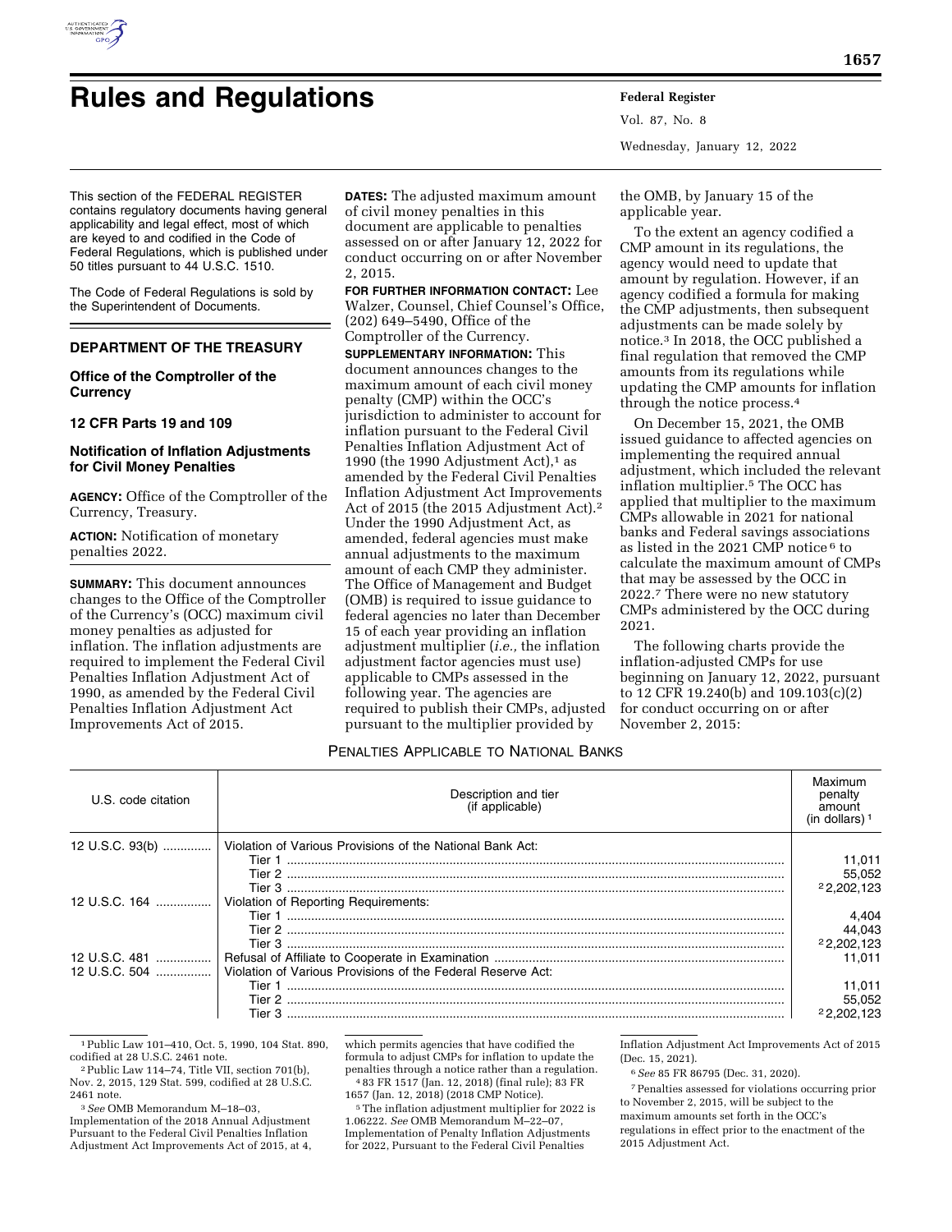# Rules and Regulations

This section of the FEDERAL REGISTER contains regulatory documents having general applicability and legal effect, most of which are keyed to and codified in the Code of Federal Regulations, which is published under 50 titles pursuant to 44 U.S.C. 1510.

The Code of Federal Regulations is sold by the Superintendent of Documents.

## DEPARTMENT OF THE TREASURY

### Office of the Comptroller of the Currency

### 12 CFR Parts 19 and 109

### Notification of Inflation Adjustments for Civil Money Penalties

**AGENCY:** Office of the Comptroller of the Currency, Treasury.

**ACTION:** Notification of monetary penalties 2022.

**SUMMARY:** This document announces changes to the Office of the Comptroller of the Currency's (OCC) maximum civil money penalties as adjusted for inflation. The inflation adjustments are required to implement the Federal Civil Penalties Inflation Adjustment Act of 1990, as amended by the Federal Civil Penalties Inflation Adjustment Act Improvements Act of 2015.

**DATES:** The adjusted maximum amount of civil money penalties in this document are applicable to penalties assessed on or after January 12, 2022 for conduct occurring on or after November 2, 2015.

**FOR FURTHER INFORMATION CONTACT:** Lee Walzer, Counsel, Chief Counsel's Office, (202) 649–5490, Office of the Comptroller of the Currency.

**SUPPLEMENTARY INFORMATION:** This document announces changes to the maximum amount of each civil money penalty (CMP) within the OCC's jurisdiction to administer to account for inflation pursuant to the Federal Civil Penalties Inflation Adjustment Act of 1990 (the 1990 Adjustment Act),[1] as amended by the Federal Civil Penalties Inflation Adjustment Act Improvements Act of 2015 (the 2015 Adjustment Act).[2] Under the 1990 Adjustment Act, as amended, federal agencies must make annual adjustments to the maximum amount of each CMP they administer. The Office of Management and Budget (OMB) is required to issue guidance to federal agencies no later than December 15 of each year providing an inflation adjustment multiplier (*i.e.,* the inflation adjustment factor agencies must use) applicable to CMPs assessed in the following year. The agencies are required to publish their CMPs, adjusted pursuant to the multiplier provided by the OMB, by January 15 of the applicable year.

To the extent an agency codified a CMP amount in its regulations, the agency would need to update that amount by regulation. However, if an agency codified a formula for making the CMP adjustments, then subsequent adjustments can be made solely by notice.[3] In 2018, the OCC published a final regulation that removed the CMP amounts from its regulations while updating the CMP amounts for inflation through the notice process.[4]

On December 15, 2021, the OMB issued guidance to affected agencies on implementing the required annual adjustment, which included the relevant inflation multiplier.[5] The OCC has applied that multiplier to the maximum CMPs allowable in 2021 for national banks and Federal savings associations as listed in the 2021 CMP notice[6] to calculate the maximum amount of CMPs that may be assessed by the OCC in 2022.[7] There were no new statutory CMPs administered by the OCC during 2021.

The following charts provide the inflation-adjusted CMPs for use beginning on January 12, 2022, pursuant to 12 CFR 19.240(b) and 109.103(c)(2) for conduct occurring on or after November 2, 2015:

PENALTIES APPLICABLE TO NATIONAL BANKS

| U.S. code citation | Description and tier (if applicable) | Maximum penalty amount (in dollars)[1] |
|---|---|---|
| 12 U.S.C. 93(b) | Violation of Various Provisions of the National Bank Act: | |
| | Tier 1 | 11,011 |
| | Tier 2 | 55,052 |
| | Tier 3 | [2]2,202,123 |
| 12 U.S.C. 164 | Violation of Reporting Requirements: | |
| | Tier 1 | 4,404 |
| | Tier 2 | 44,043 |
| | Tier 3 | [2]2,202,123 |
| 12 U.S.C. 481 | Refusal of Affiliate to Cooperate in Examination | 11,011 |
| 12 U.S.C. 504 | Violation of Various Provisions of the Federal Reserve Act: | |
| | Tier 1 | 11,011 |
| | Tier 2 | 55,052 |
| | Tier 3 | [2]2,202,123 |

[1] Public Law 101–410, Oct. 5, 1990, 104 Stat. 890, codified at 28 U.S.C. 2461 note.

[2] Public Law 114–74, Title VII, section 701(b), Nov. 2, 2015, 129 Stat. 599, codified at 28 U.S.C. 2461 note.

[3] *See* OMB Memorandum M–18–03, Implementation of the 2018 Annual Adjustment Pursuant to the Federal Civil Penalties Inflation Adjustment Act Improvements Act of 2015, at 4, which permits agencies that have codified the formula to adjust CMPs for inflation to update the penalties through a notice rather than a regulation.

[4] 83 FR 1517 (Jan. 12, 2018) (final rule); 83 FR 1657 (Jan. 12, 2018) (2018 CMP Notice).

[5] The inflation adjustment multiplier for 2022 is 1.06222. *See* OMB Memorandum M–22–07, Implementation of Penalty Inflation Adjustments for 2022, Pursuant to the Federal Civil Penalties Inflation Adjustment Act Improvements Act of 2015 (Dec. 15, 2021).

[6] *See* 85 FR 86795 (Dec. 31, 2020).

[7] Penalties assessed for violations occurring prior to November 2, 2015, will be subject to the maximum amounts set forth in the OCC's regulations in effect prior to the enactment of the 2015 Adjustment Act.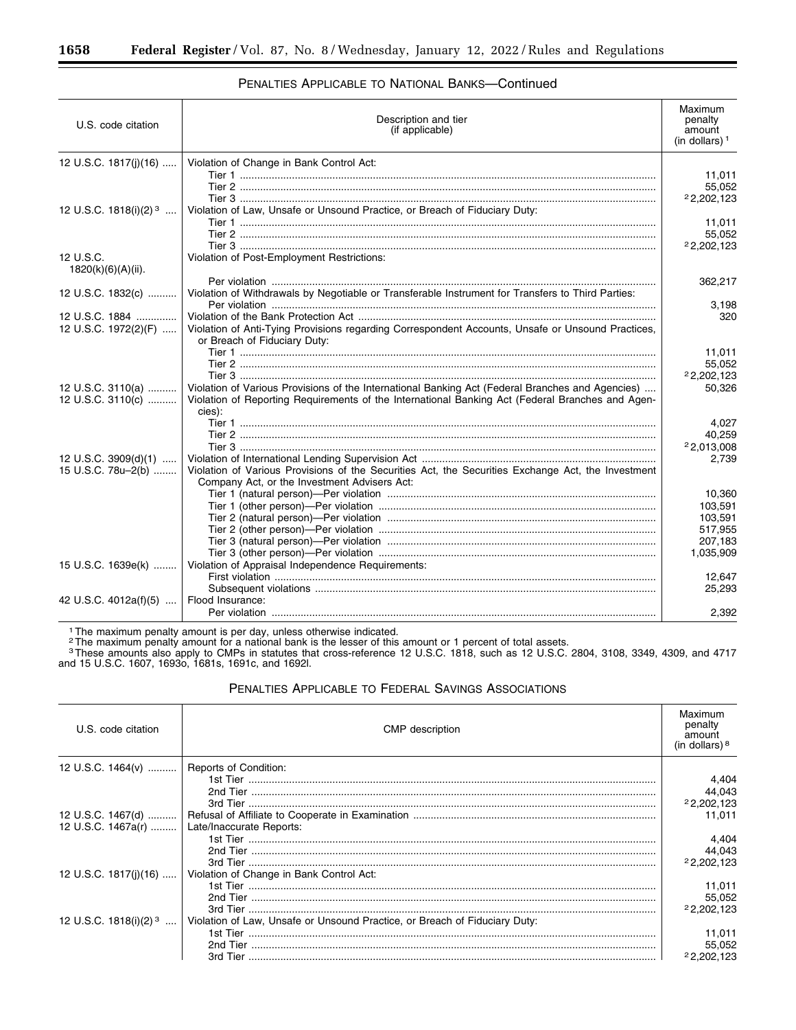PENALTIES APPLICABLE TO NATIONAL BANKS—Continued

| U.S. code citation | Description and tier (if applicable) | Maximum penalty amount (in dollars) [1] |
|---|---|---|
| 12 U.S.C. 1817(j)(16) | Violation of Change in Bank Control Act: | |
| | Tier 1 | 11,011 |
| | Tier 2 | 55,052 |
| | Tier 3 | [2] 2,202,123 |
| 12 U.S.C. 1818(i)(2) [3] | Violation of Law, Unsafe or Unsound Practice, or Breach of Fiduciary Duty: | |
| | Tier 1 | 11,011 |
| | Tier 2 | 55,052 |
| | Tier 3 | [2] 2,202,123 |
| 12 U.S.C. 1820(k)(6)(A)(ii). | Violation of Post-Employment Restrictions: | |
| | Per violation | 362,217 |
| 12 U.S.C. 1832(c) | Violation of Withdrawals by Negotiable or Transferable Instrument for Transfers to Third Parties: | |
| | Per violation | 3,198 |
| 12 U.S.C. 1884 | Violation of the Bank Protection Act | 320 |
| 12 U.S.C. 1972(2)(F) | Violation of Anti-Tying Provisions regarding Correspondent Accounts, Unsafe or Unsound Practices, or Breach of Fiduciary Duty: | |
| | Tier 1 | 11,011 |
| | Tier 2 | 55,052 |
| | Tier 3 | [2] 2,202,123 |
| 12 U.S.C. 3110(a) | Violation of Various Provisions of the International Banking Act (Federal Branches and Agencies) | 50,326 |
| 12 U.S.C. 3110(c) | Violation of Reporting Requirements of the International Banking Act (Federal Branches and Agencies): | |
| | Tier 1 | 4,027 |
| | Tier 2 | 40,259 |
| | Tier 3 | [2] 2,013,008 |
| 12 U.S.C. 3909(d)(1) | Violation of International Lending Supervision Act | 2,739 |
| 15 U.S.C. 78u–2(b) | Violation of Various Provisions of the Securities Act, the Securities Exchange Act, the Investment Company Act, or the Investment Advisers Act: | |
| | Tier 1 (natural person)—Per violation | 10,360 |
| | Tier 1 (other person)—Per violation | 103,591 |
| | Tier 2 (natural person)—Per violation | 103,591 |
| | Tier 2 (other person)—Per violation | 517,955 |
| | Tier 3 (natural person)—Per violation | 207,183 |
| | Tier 3 (other person)—Per violation | 1,035,909 |
| 15 U.S.C. 1639e(k) | Violation of Appraisal Independence Requirements: | |
| | First violation | 12,647 |
| | Subsequent violations | 25,293 |
| 42 U.S.C. 4012a(f)(5) | Flood Insurance: | |
| | Per violation | 2,392 |

[1] The maximum penalty amount is per day, unless otherwise indicated.

[2] The maximum penalty amount for a national bank is the lesser of this amount or 1 percent of total assets.

[3] These amounts also apply to CMPs in statutes that cross-reference 12 U.S.C. 1818, such as 12 U.S.C. 2804, 3108, 3349, 4309, and 4717 and 15 U.S.C. 1607, 1693o, 1681s, 1691c, and 1692l.

PENALTIES APPLICABLE TO FEDERAL SAVINGS ASSOCIATIONS

| U.S. code citation | CMP description | Maximum penalty amount (in dollars) [8] |
|---|---|---|
| 12 U.S.C. 1464(v) | Reports of Condition: | |
| | 1st Tier | 4,404 |
| | 2nd Tier | 44,043 |
| | 3rd Tier | [2] 2,202,123 |
| 12 U.S.C. 1467(d) | Refusal of Affiliate to Cooperate in Examination | 11,011 |
| 12 U.S.C. 1467a(r) | Late/Inaccurate Reports: | |
| | 1st Tier | 4,404 |
| | 2nd Tier | 44,043 |
| | 3rd Tier | [2] 2,202,123 |
| 12 U.S.C. 1817(j)(16) | Violation of Change in Bank Control Act: | |
| | 1st Tier | 11,011 |
| | 2nd Tier | 55,052 |
| | 3rd Tier | [2] 2,202,123 |
| 12 U.S.C. 1818(i)(2) [3] | Violation of Law, Unsafe or Unsound Practice, or Breach of Fiduciary Duty: | |
| | 1st Tier | 11,011 |
| | 2nd Tier | 55,052 |
| | 3rd Tier | [2] 2,202,123 |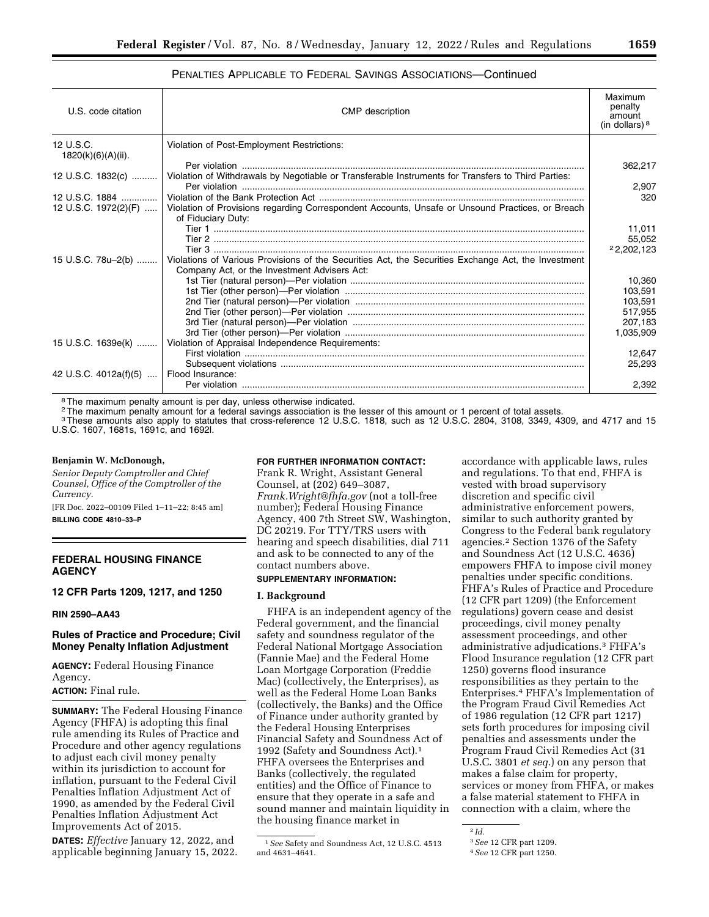PENALTIES APPLICABLE TO FEDERAL SAVINGS ASSOCIATIONS—Continued

| U.S. code citation | CMP description | Maximum penalty amount (in dollars) [8] |
| --- | --- | --- |
| 12 U.S.C. 1820(k)(6)(A)(ii). | Violation of Post-Employment Restrictions: | |
| | Per violation | 362,217 |
| 12 U.S.C. 1832(c) | Violation of Withdrawals by Negotiable or Transferable Instruments for Transfers to Third Parties: Per violation | 2,907 |
| 12 U.S.C. 1884 | Violation of the Bank Protection Act | 320 |
| 12 U.S.C. 1972(2)(F) | Violation of Provisions regarding Correspondent Accounts, Unsafe or Unsound Practices, or Breach of Fiduciary Duty: | |
| | Tier 1 | 11,011 |
| | Tier 2 | 55,052 |
| | Tier 3 | [2] 2,202,123 |
| 15 U.S.C. 78u–2(b) | Violations of Various Provisions of the Securities Act, the Securities Exchange Act, the Investment Company Act, or the Investment Advisers Act: | |
| | 1st Tier (natural person)—Per violation | 10,360 |
| | 1st Tier (other person)—Per violation | 103,591 |
| | 2nd Tier (natural person)—Per violation | 103,591 |
| | 2nd Tier (other person)—Per violation | 517,955 |
| | 3rd Tier (natural person)—Per violation | 207,183 |
| | 3rd Tier (other person)—Per violation | 1,035,909 |
| 15 U.S.C. 1639e(k) | Violation of Appraisal Independence Requirements: | |
| | First violation | 12,647 |
| | Subsequent violations | 25,293 |
| 42 U.S.C. 4012a(f)(5) | Flood Insurance: | |
| | Per violation | 2,392 |

[8] The maximum penalty amount is per day, unless otherwise indicated.

[2] The maximum penalty amount for a federal savings association is the lesser of this amount or 1 percent of total assets.

[3] These amounts also apply to statutes that cross-reference 12 U.S.C. 1818, such as 12 U.S.C. 2804, 3108, 3349, 4309, and 4717 and 15 U.S.C. 1607, 1681s, 1691c, and 1692l.

**Benjamin W. McDonough,**

*Senior Deputy Comptroller and Chief Counsel, Office of the Comptroller of the Currency.*

[FR Doc. 2022–00109 Filed 1–11–22; 8:45 am]

**BILLING CODE 4810–33–P**

## FEDERAL HOUSING FINANCE AGENCY

### 12 CFR Parts 1209, 1217, and 1250

**RIN 2590–AA43**

### Rules of Practice and Procedure; Civil Money Penalty Inflation Adjustment

**AGENCY:** Federal Housing Finance Agency.

**ACTION:** Final rule.

**SUMMARY:** The Federal Housing Finance Agency (FHFA) is adopting this final rule amending its Rules of Practice and Procedure and other agency regulations to adjust each civil money penalty within its jurisdiction to account for inflation, pursuant to the Federal Civil Penalties Inflation Adjustment Act of 1990, as amended by the Federal Civil Penalties Inflation Adjustment Act Improvements Act of 2015.

**DATES:** *Effective* January 12, 2022, and applicable beginning January 15, 2022.

**FOR FURTHER INFORMATION CONTACT:** Frank R. Wright, Assistant General Counsel, at (202) 649–3087, *Frank.Wright@fhfa.gov* (not a toll-free number); Federal Housing Finance Agency, 400 7th Street SW, Washington, DC 20219. For TTY/TRS users with hearing and speech disabilities, dial 711 and ask to be connected to any of the contact numbers above.

**SUPPLEMENTARY INFORMATION:**

#### I. Background

FHFA is an independent agency of the Federal government, and the financial safety and soundness regulator of the Federal National Mortgage Association (Fannie Mae) and the Federal Home Loan Mortgage Corporation (Freddie Mac) (collectively, the Enterprises), as well as the Federal Home Loan Banks (collectively, the Banks) and the Office of Finance under authority granted by the Federal Housing Enterprises Financial Safety and Soundness Act of 1992 (Safety and Soundness Act).[1] FHFA oversees the Enterprises and Banks (collectively, the regulated entities) and the Office of Finance to ensure that they operate in a safe and sound manner and maintain liquidity in the housing finance market in accordance with applicable laws, rules and regulations. To that end, FHFA is vested with broad supervisory discretion and specific civil administrative enforcement powers, similar to such authority granted by Congress to the Federal bank regulatory agencies.[2] Section 1376 of the Safety and Soundness Act (12 U.S.C. 4636) empowers FHFA to impose civil money penalties under specific conditions. FHFA's Rules of Practice and Procedure (12 CFR part 1209) (the Enforcement regulations) govern cease and desist proceedings, civil money penalty assessment proceedings, and other administrative adjudications.[3] FHFA's Flood Insurance regulation (12 CFR part 1250) governs flood insurance responsibilities as they pertain to the Enterprises.[4] FHFA's Implementation of the Program Fraud Civil Remedies Act of 1986 regulation (12 CFR part 1217) sets forth procedures for imposing civil penalties and assessments under the Program Fraud Civil Remedies Act (31 U.S.C. 3801 *et seq.*) on any person that makes a false claim for property, services or money from FHFA, or makes a false material statement to FHFA in connection with a claim, where the

[1] *See* Safety and Soundness Act, 12 U.S.C. 4513 and 4631–4641.

[2] *Id.*

[3] *See* 12 CFR part 1209.

[4] *See* 12 CFR part 1250.